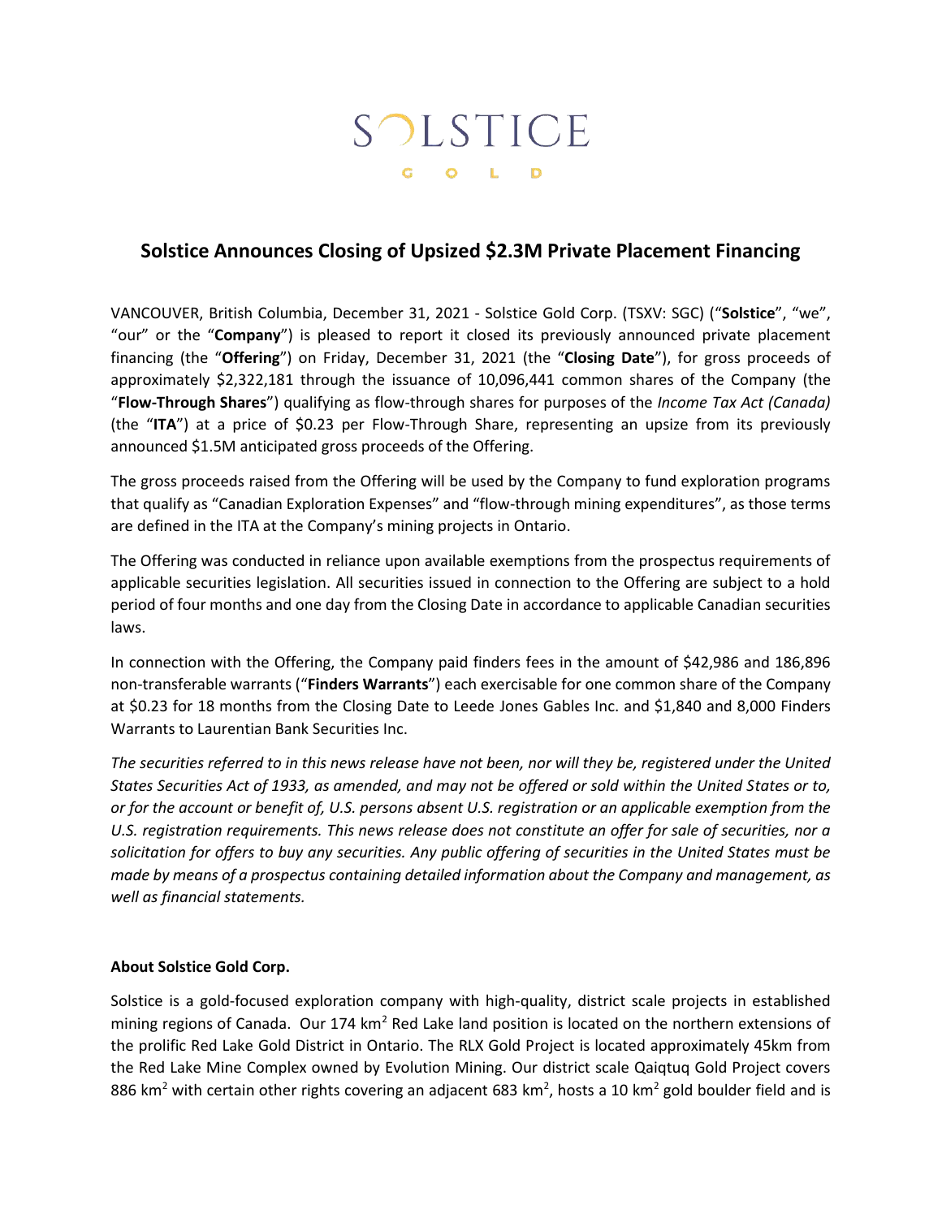# SOLSTICE

GOLD

## Solstice Announces Closing of Upsized $2.3M Private Placement Financing

VANCOUVER, British Columbia, December 31, 2021 - Solstice Gold Corp. (TSXV: SGC) ("**Solstice**", "we", "our" or the "**Company**") is pleased to report it closed its previously announced private placement financing (the "**Offering**") on Friday, December 31, 2021 (the "**Closing Date**"), for gross proceeds of approximately $2,322,181 through the issuance of 10,096,441 common shares of the Company (the "**Flow-Through Shares**") qualifying as flow-through shares for purposes of the *Income Tax Act (Canada)* (the "**ITA**") at a price of $0.23 per Flow-Through Share, representing an upsize from its previously announced $1.5M anticipated gross proceeds of the Offering.

The gross proceeds raised from the Offering will be used by the Company to fund exploration programs that qualify as "Canadian Exploration Expenses" and "flow-through mining expenditures", as those terms are defined in the ITA at the Company's mining projects in Ontario.

The Offering was conducted in reliance upon available exemptions from the prospectus requirements of applicable securities legislation. All securities issued in connection to the Offering are subject to a hold period of four months and one day from the Closing Date in accordance to applicable Canadian securities laws.

In connection with the Offering, the Company paid finders fees in the amount of $42,986 and 186,896 non-transferable warrants ("**Finders Warrants**") each exercisable for one common share of the Company at $0.23 for 18 months from the Closing Date to Leede Jones Gables Inc. and $1,840 and 8,000 Finders Warrants to Laurentian Bank Securities Inc.

*The securities referred to in this news release have not been, nor will they be, registered under the United States Securities Act of 1933, as amended, and may not be offered or sold within the United States or to, or for the account or benefit of, U.S. persons absent U.S. registration or an applicable exemption from the U.S. registration requirements. This news release does not constitute an offer for sale of securities, nor a solicitation for offers to buy any securities. Any public offering of securities in the United States must be made by means of a prospectus containing detailed information about the Company and management, as well as financial statements.*

### About Solstice Gold Corp.

Solstice is a gold-focused exploration company with high-quality, district scale projects in established mining regions of Canada. Our 174 km$^2$ Red Lake land position is located on the northern extensions of the prolific Red Lake Gold District in Ontario. The RLX Gold Project is located approximately 45km from the Red Lake Mine Complex owned by Evolution Mining. Our district scale Qaiqtuq Gold Project covers 886 km$^2$ with certain other rights covering an adjacent 683 km$^2$, hosts a 10 km$^2$ gold boulder field and is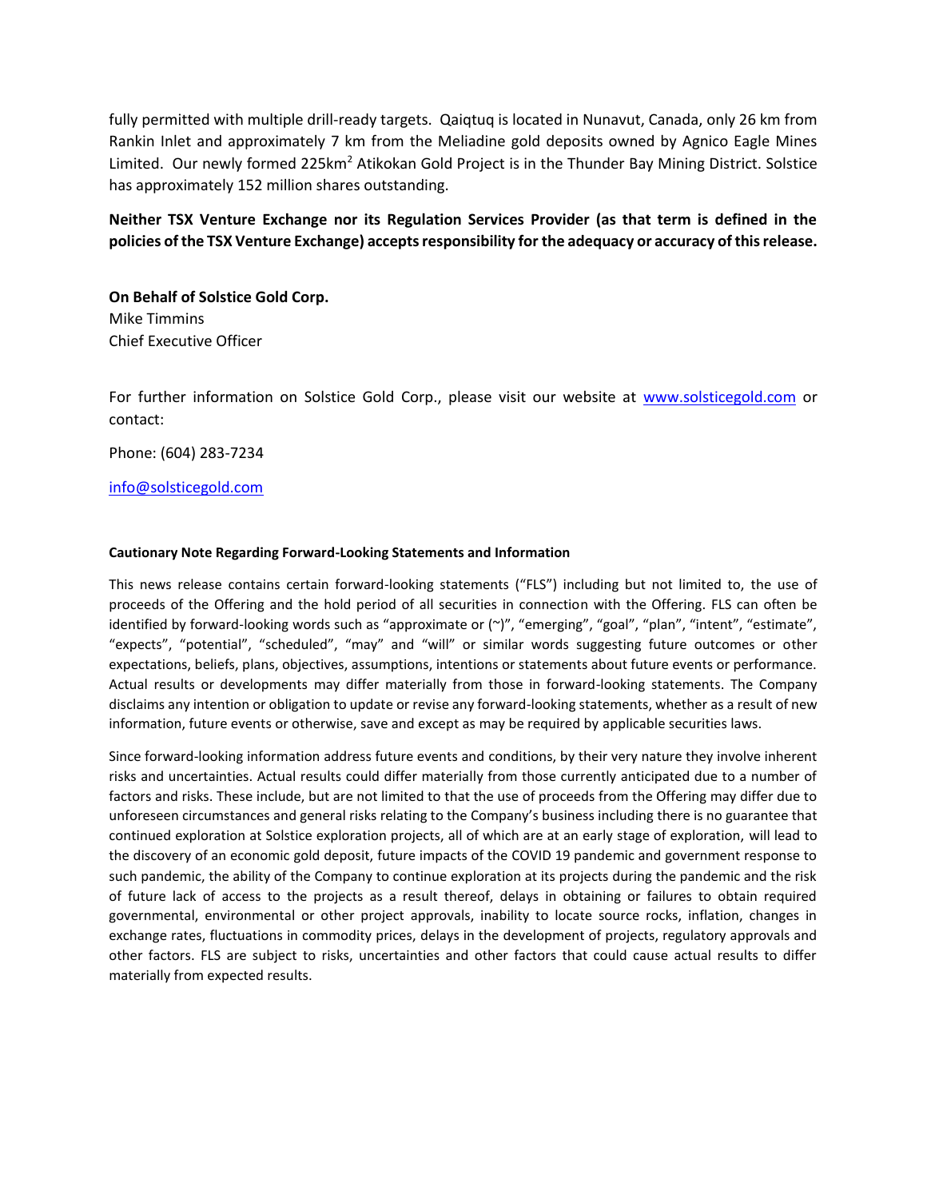fully permitted with multiple drill-ready targets. Qaiqtuq is located in Nunavut, Canada, only 26 km from Rankin Inlet and approximately 7 km from the Meliadine gold deposits owned by Agnico Eagle Mines Limited. Our newly formed 225km$^2$ Atikokan Gold Project is in the Thunder Bay Mining District. Solstice has approximately 152 million shares outstanding.

**Neither TSX Venture Exchange nor its Regulation Services Provider (as that term is defined in the policies of the TSX Venture Exchange) accepts responsibility for the adequacy or accuracy of this release.**

**On Behalf of Solstice Gold Corp.**
Mike Timmins
Chief Executive Officer

For further information on Solstice Gold Corp., please visit our website at www.solsticegold.com or contact:

Phone: (604) 283-7234

info@solsticegold.com

**Cautionary Note Regarding Forward-Looking Statements and Information**

This news release contains certain forward-looking statements ("FLS") including but not limited to, the use of proceeds of the Offering and the hold period of all securities in connection with the Offering. FLS can often be identified by forward-looking words such as "approximate or (~)", "emerging", "goal", "plan", "intent", "estimate", "expects", "potential", "scheduled", "may" and "will" or similar words suggesting future outcomes or other expectations, beliefs, plans, objectives, assumptions, intentions or statements about future events or performance. Actual results or developments may differ materially from those in forward-looking statements. The Company disclaims any intention or obligation to update or revise any forward-looking statements, whether as a result of new information, future events or otherwise, save and except as may be required by applicable securities laws.

Since forward-looking information address future events and conditions, by their very nature they involve inherent risks and uncertainties. Actual results could differ materially from those currently anticipated due to a number of factors and risks. These include, but are not limited to that the use of proceeds from the Offering may differ due to unforeseen circumstances and general risks relating to the Company's business including there is no guarantee that continued exploration at Solstice exploration projects, all of which are at an early stage of exploration, will lead to the discovery of an economic gold deposit, future impacts of the COVID 19 pandemic and government response to such pandemic, the ability of the Company to continue exploration at its projects during the pandemic and the risk of future lack of access to the projects as a result thereof, delays in obtaining or failures to obtain required governmental, environmental or other project approvals, inability to locate source rocks, inflation, changes in exchange rates, fluctuations in commodity prices, delays in the development of projects, regulatory approvals and other factors. FLS are subject to risks, uncertainties and other factors that could cause actual results to differ materially from expected results.